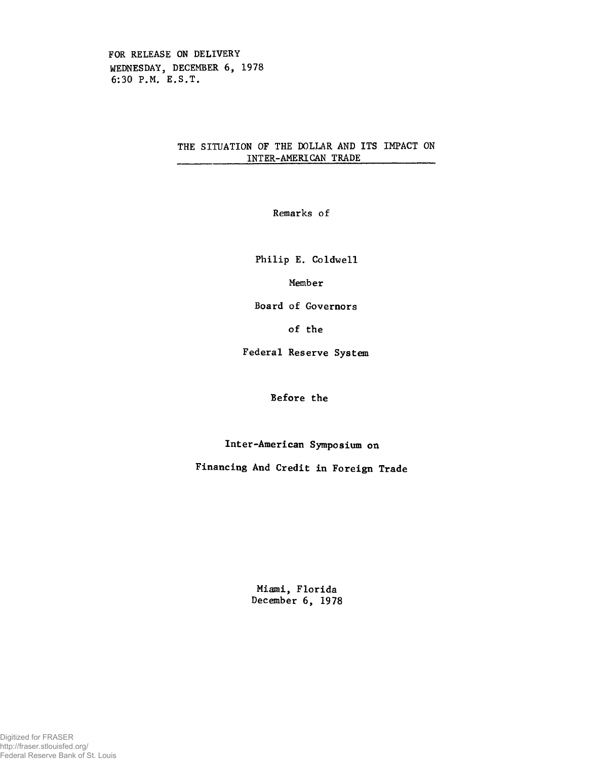FOR RELEASE ON DELIVERY
WEDNESDAY, DECEMBER 6, 1978
6:30 P.M. E.S.T.

# THE SITUATION OF THE DOLLAR AND ITS IMPACT ON INTER-AMERICAN TRADE

Remarks of

Philip E. Coldwell

Member

Board of Governors

of the

Federal Reserve System

Before the

Inter-American Symposium on

Financing And Credit in Foreign Trade

Miami, Florida
December 6, 1978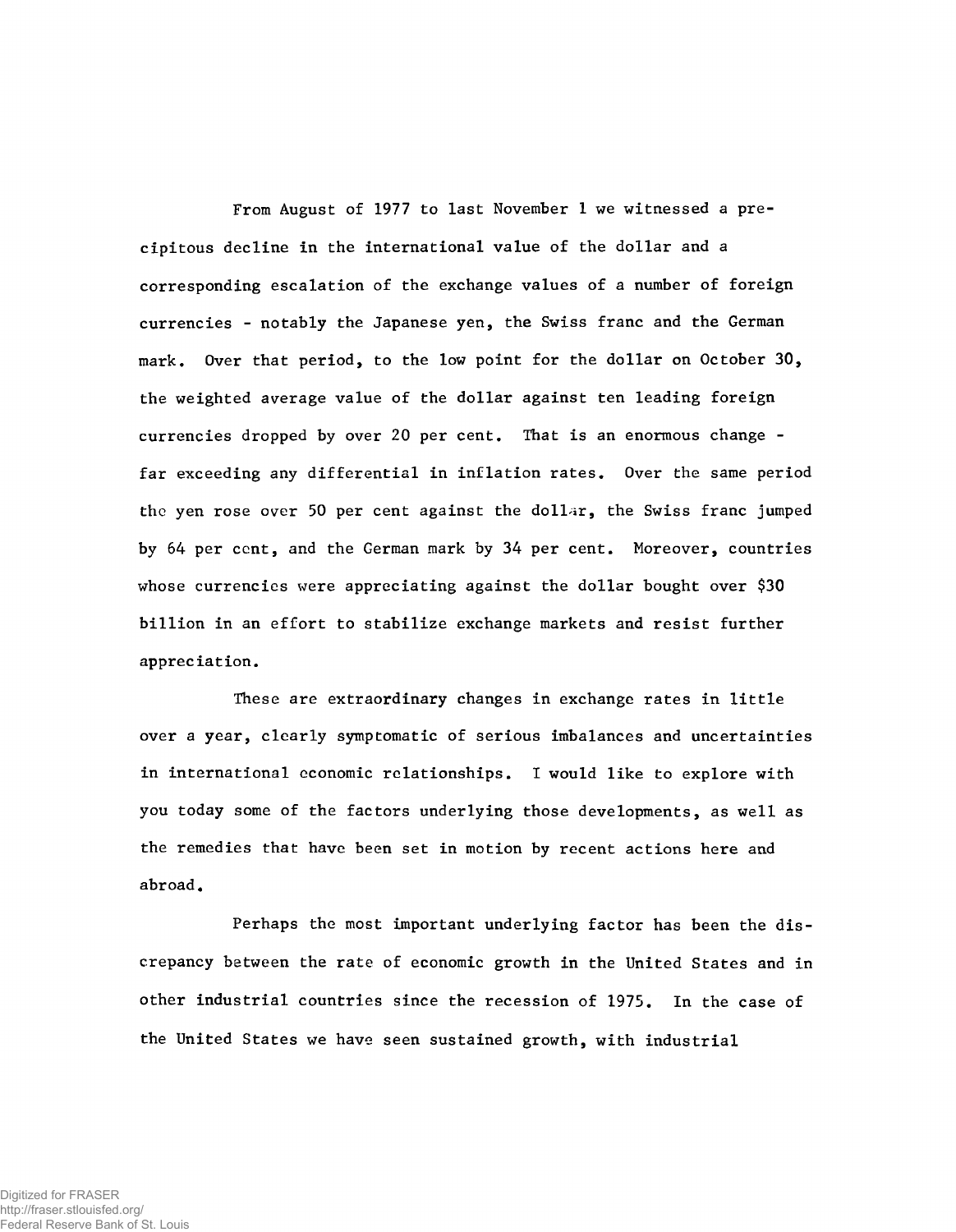From August of 1977 to last November 1 we witnessed a precipitous decline in the international value of the dollar and a corresponding escalation of the exchange values of a number of foreign currencies - notably the Japanese yen, the Swiss franc and the German mark. Over that period, to the low point for the dollar on October 30, the weighted average value of the dollar against ten leading foreign currencies dropped by over 20 per cent. That is an enormous change - far exceeding any differential in inflation rates. Over the same period the yen rose over 50 per cent against the dollar, the Swiss franc jumped by 64 per cent, and the German mark by 34 per cent. Moreover, countries whose currencies were appreciating against the dollar bought over $30 billion in an effort to stabilize exchange markets and resist further appreciation.

These are extraordinary changes in exchange rates in little over a year, clearly symptomatic of serious imbalances and uncertainties in international economic relationships. I would like to explore with you today some of the factors underlying those developments, as well as the remedies that have been set in motion by recent actions here and abroad.

Perhaps the most important underlying factor has been the discrepancy between the rate of economic growth in the United States and in other industrial countries since the recession of 1975. In the case of the United States we have seen sustained growth, with industrial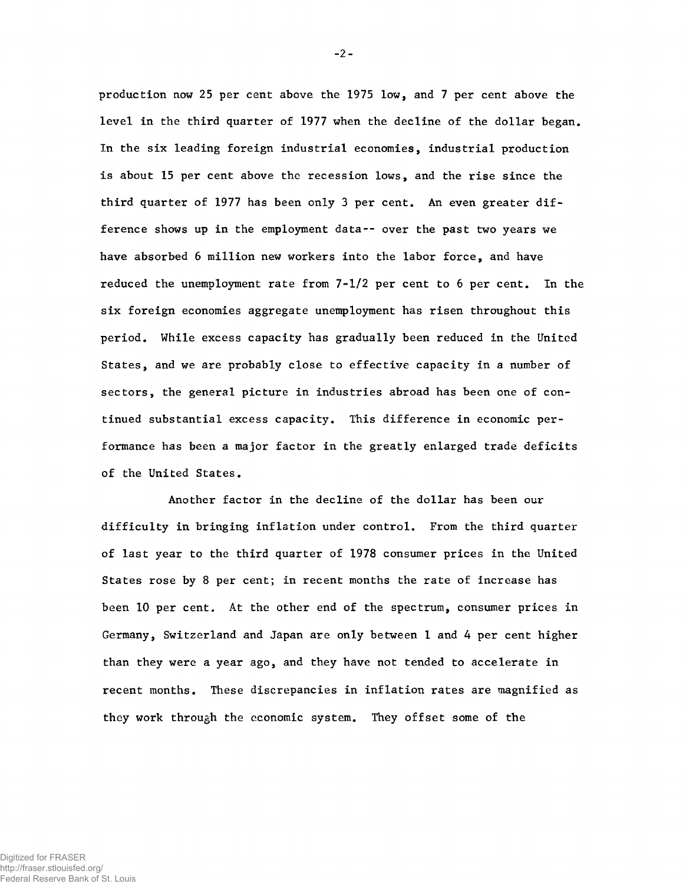production now 25 per cent above the 1975 low, and 7 per cent above the level in the third quarter of 1977 when the decline of the dollar began. In the six leading foreign industrial economies, industrial production is about 15 per cent above the recession lows, and the rise since the third quarter of 1977 has been only 3 per cent. An even greater difference shows up in the employment data-- over the past two years we have absorbed 6 million new workers into the labor force, and have reduced the unemployment rate from 7-1/2 per cent to 6 per cent. In the six foreign economies aggregate unemployment has risen throughout this period. While excess capacity has gradually been reduced in the United States, and we are probably close to effective capacity in a number of sectors, the general picture in industries abroad has been one of continued substantial excess capacity. This difference in economic performance has been a major factor in the greatly enlarged trade deficits of the United States.

Another factor in the decline of the dollar has been our difficulty in bringing inflation under control. From the third quarter of last year to the third quarter of 1978 consumer prices in the United States rose by 8 per cent; in recent months the rate of increase has been 10 per cent. At the other end of the spectrum, consumer prices in Germany, Switzerland and Japan are only between 1 and 4 per cent higher than they were a year ago, and they have not tended to accelerate in recent months. These discrepancies in inflation rates are magnified as they work through the economic system. They offset some of the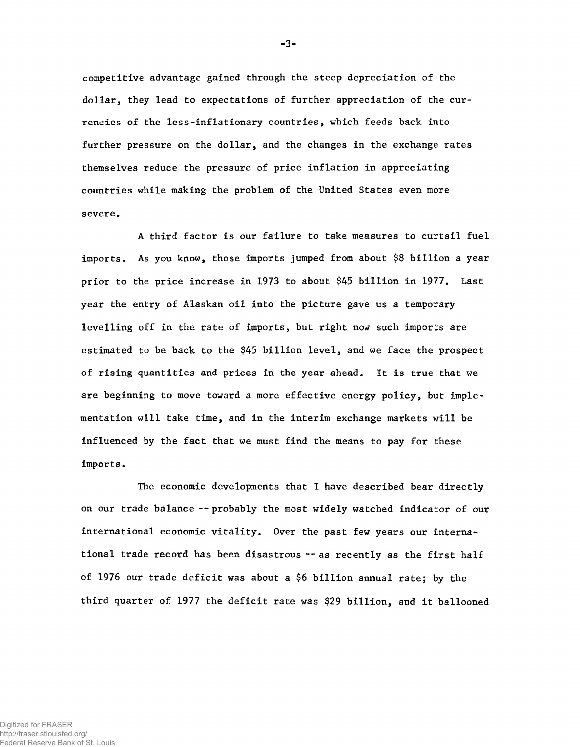competitive advantage gained through the steep depreciation of the dollar, they lead to expectations of further appreciation of the currencies of the less-inflationary countries, which feeds back into further pressure on the dollar, and the changes in the exchange rates themselves reduce the pressure of price inflation in appreciating countries while making the problem of the United States even more severe.

A third factor is our failure to take measures to curtail fuel imports. As you know, those imports jumped from about $8 billion a year prior to the price increase in 1973 to about $45 billion in 1977. Last year the entry of Alaskan oil into the picture gave us a temporary levelling off in the rate of imports, but right now such imports are estimated to be back to the $45 billion level, and we face the prospect of rising quantities and prices in the year ahead. It is true that we are beginning to move toward a more effective energy policy, but implementation will take time, and in the interim exchange markets will be influenced by the fact that we must find the means to pay for these imports.

The economic developments that I have described bear directly on our trade balance -- probably the most widely watched indicator of our international economic vitality. Over the past few years our international trade record has been disastrous -- as recently as the first half of 1976 our trade deficit was about a $6 billion annual rate; by the third quarter of 1977 the deficit rate was $29 billion, and it ballooned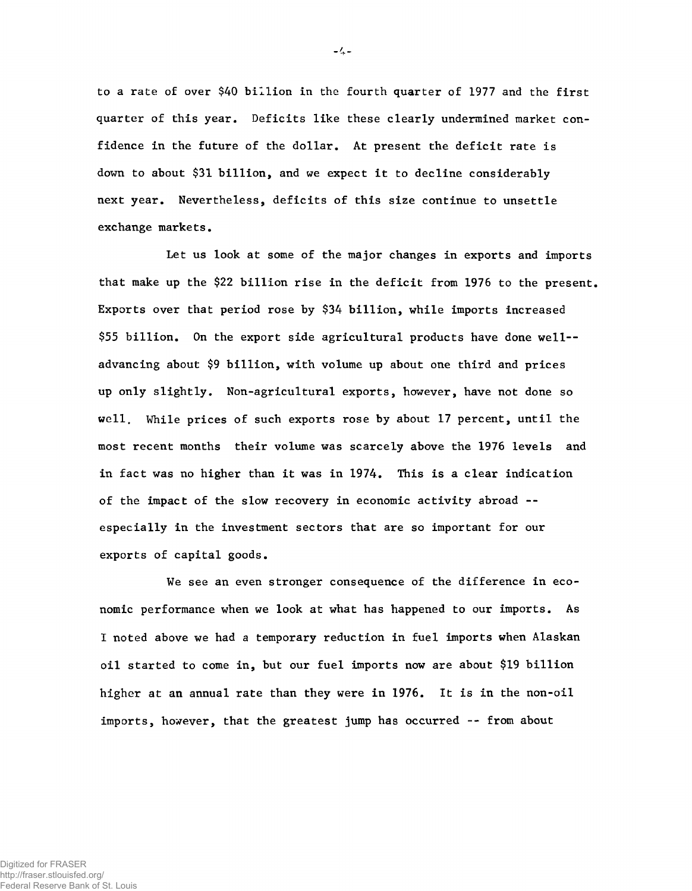to a rate of over $40 billion in the fourth quarter of 1977 and the first quarter of this year. Deficits like these clearly undermined market confidence in the future of the dollar. At present the deficit rate is down to about $31 billion, and we expect it to decline considerably next year. Nevertheless, deficits of this size continue to unsettle exchange markets.

Let us look at some of the major changes in exports and imports that make up the $22 billion rise in the deficit from 1976 to the present. Exports over that period rose by $34 billion, while imports increased $55 billion. On the export side agricultural products have done well--advancing about $9 billion, with volume up about one third and prices up only slightly. Non-agricultural exports, however, have not done so well. While prices of such exports rose by about 17 percent, until the most recent months their volume was scarcely above the 1976 levels and in fact was no higher than it was in 1974. This is a clear indication of the impact of the slow recovery in economic activity abroad -- especially in the investment sectors that are so important for our exports of capital goods.

We see an even stronger consequence of the difference in economic performance when we look at what has happened to our imports. As I noted above we had a temporary reduction in fuel imports when Alaskan oil started to come in, but our fuel imports now are about $19 billion higher at an annual rate than they were in 1976. It is in the non-oil imports, however, that the greatest jump has occurred -- from about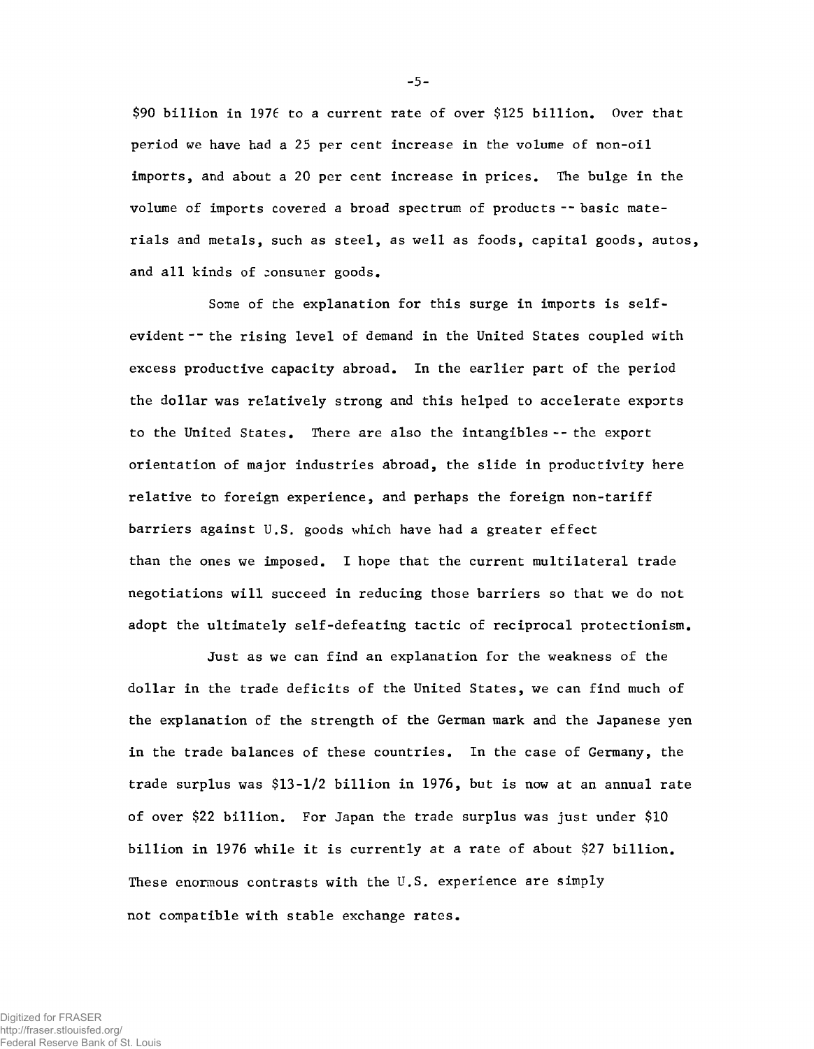$90 billion in 1976 to a current rate of over $125 billion. Over that period we have had a 25 per cent increase in the volume of non-oil imports, and about a 20 per cent increase in prices. The bulge in the volume of imports covered a broad spectrum of products -- basic materials and metals, such as steel, as well as foods, capital goods, autos, and all kinds of consumer goods.

Some of the explanation for this surge in imports is self-evident -- the rising level of demand in the United States coupled with excess productive capacity abroad. In the earlier part of the period the dollar was relatively strong and this helped to accelerate exports to the United States. There are also the intangibles -- the export orientation of major industries abroad, the slide in productivity here relative to foreign experience, and perhaps the foreign non-tariff barriers against U.S. goods which have had a greater effect than the ones we imposed. I hope that the current multilateral trade negotiations will succeed in reducing those barriers so that we do not adopt the ultimately self-defeating tactic of reciprocal protectionism.

Just as we can find an explanation for the weakness of the dollar in the trade deficits of the United States, we can find much of the explanation of the strength of the German mark and the Japanese yen in the trade balances of these countries. In the case of Germany, the trade surplus was $13-1/2 billion in 1976, but is now at an annual rate of over $22 billion. For Japan the trade surplus was just under $10 billion in 1976 while it is currently at a rate of about $27 billion. These enormous contrasts with the U.S. experience are simply not compatible with stable exchange rates.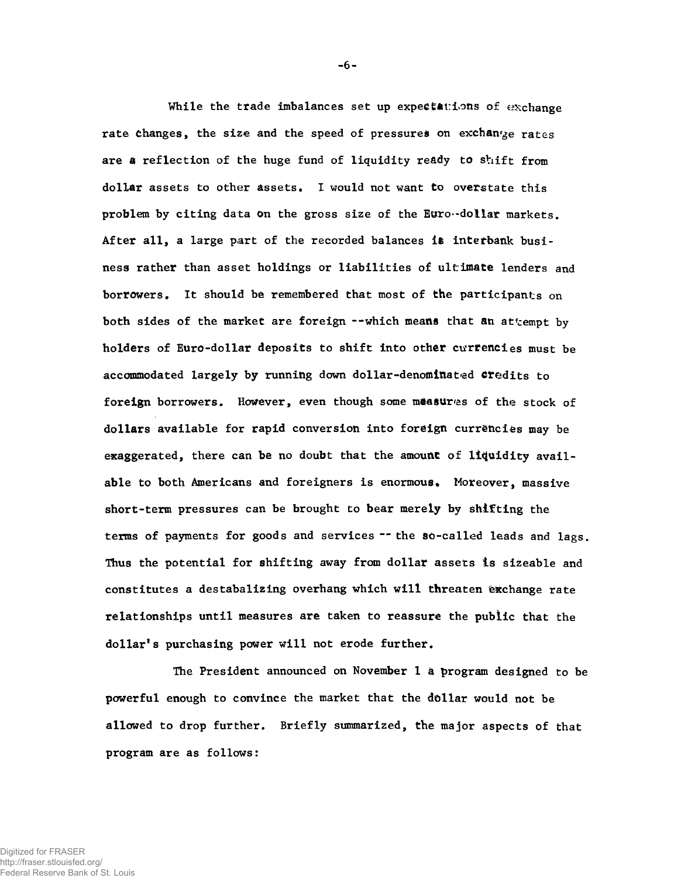While the trade imbalances set up expectations of exchange rate changes, the size and the speed of pressures on exchange rates are a reflection of the huge fund of liquidity ready to shift from dollar assets to other assets. I would not want to overstate this problem by citing data on the gross size of the Euro-dollar markets. After all, a large part of the recorded balances is interbank business rather than asset holdings or liabilities of ultimate lenders and borrowers. It should be remembered that most of the participants on both sides of the market are foreign --which means that an attempt by holders of Euro-dollar deposits to shift into other currencies must be accommodated largely by running down dollar-denominated credits to foreign borrowers. However, even though some measures of the stock of dollars available for rapid conversion into foreign currencies may be exaggerated, there can be no doubt that the amount of liquidity available to both Americans and foreigners is enormous. Moreover, massive short-term pressures can be brought to bear merely by shifting the terms of payments for goods and services -- the so-called leads and lags. Thus the potential for shifting away from dollar assets is sizeable and constitutes a destabalizing overhang which will threaten exchange rate relationships until measures are taken to reassure the public that the dollar's purchasing power will not erode further.

The President announced on November 1 a program designed to be powerful enough to convince the market that the dollar would not be allowed to drop further. Briefly summarized, the major aspects of that program are as follows: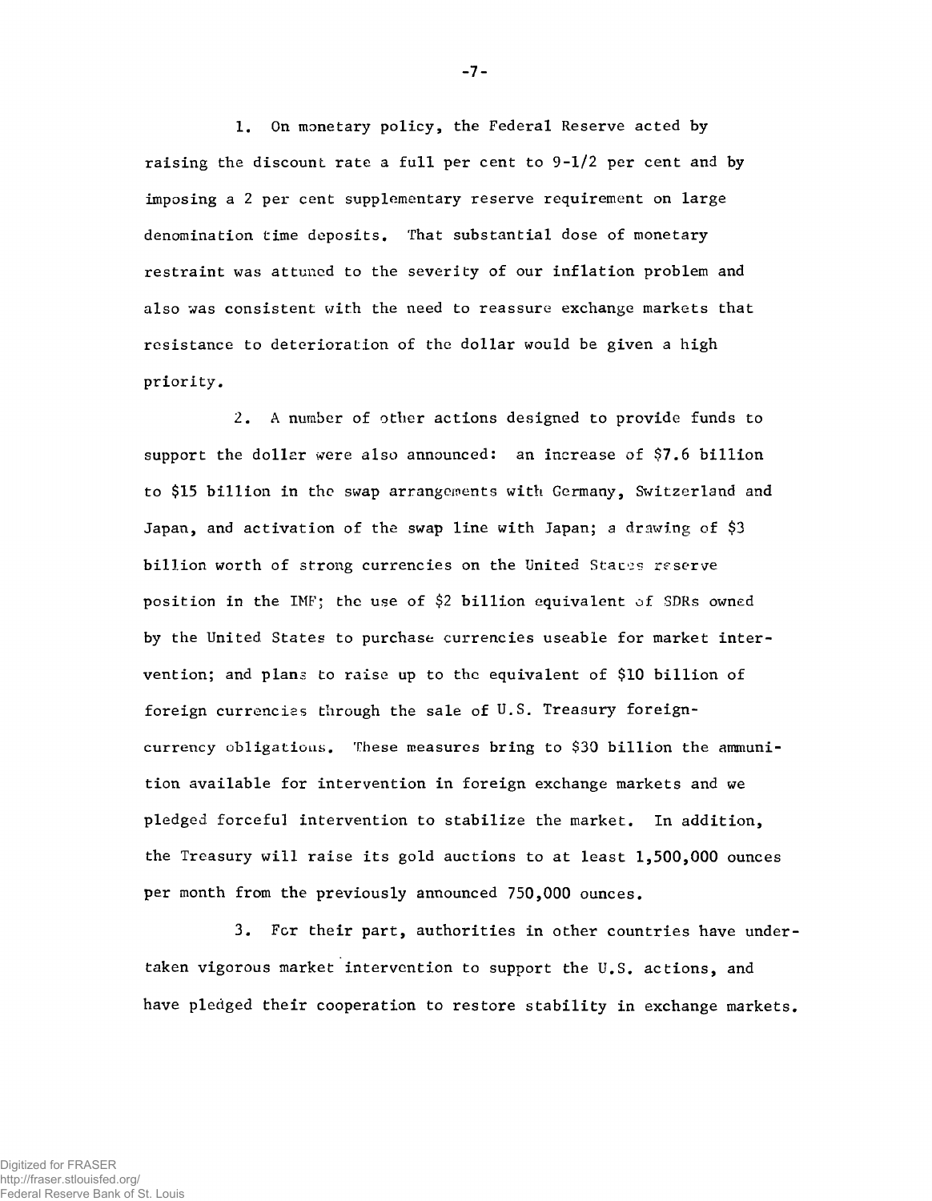1. On monetary policy, the Federal Reserve acted by raising the discount rate a full per cent to 9-1/2 per cent and by imposing a 2 per cent supplementary reserve requirement on large denomination time deposits. That substantial dose of monetary restraint was attuned to the severity of our inflation problem and also was consistent with the need to reassure exchange markets that resistance to deterioration of the dollar would be given a high priority.

2. A number of other actions designed to provide funds to support the dollar were also announced: an increase of $7.6 billion to $15 billion in the swap arrangements with Germany, Switzerland and Japan, and activation of the swap line with Japan; a drawing of $3 billion worth of strong currencies on the United States reserve position in the IMF; the use of $2 billion equivalent of SDRs owned by the United States to purchase currencies useable for market intervention; and plans to raise up to the equivalent of $10 billion of foreign currencies through the sale of U.S. Treasury foreign-currency obligations. These measures bring to $30 billion the ammunition available for intervention in foreign exchange markets and we pledged forceful intervention to stabilize the market. In addition, the Treasury will raise its gold auctions to at least 1,500,000 ounces per month from the previously announced 750,000 ounces.

3. For their part, authorities in other countries have undertaken vigorous market intervention to support the U.S. actions, and have pledged their cooperation to restore stability in exchange markets.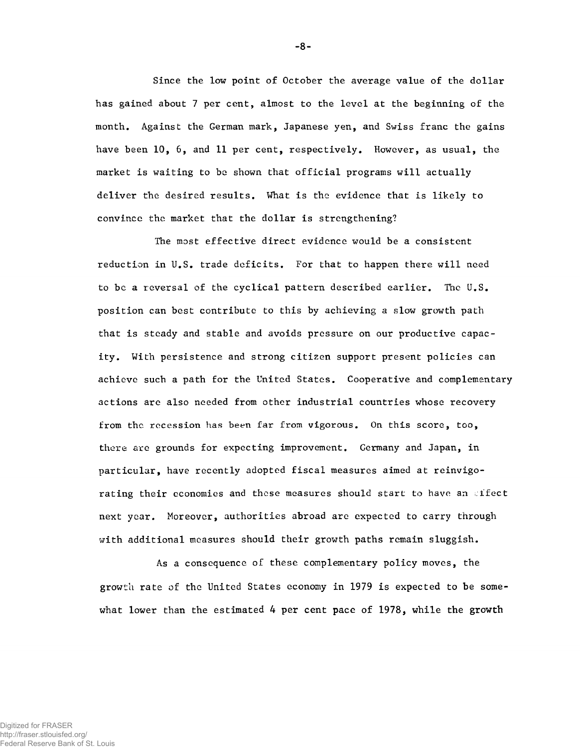Since the low point of October the average value of the dollar has gained about 7 per cent, almost to the level at the beginning of the month. Against the German mark, Japanese yen, and Swiss franc the gains have been 10, 6, and 11 per cent, respectively. However, as usual, the market is waiting to be shown that official programs will actually deliver the desired results. What is the evidence that is likely to convince the market that the dollar is strengthening?

The most effective direct evidence would be a consistent reduction in U.S. trade deficits. For that to happen there will need to be a reversal of the cyclical pattern described earlier. The U.S. position can best contribute to this by achieving a slow growth path that is steady and stable and avoids pressure on our productive capacity. With persistence and strong citizen support present policies can achieve such a path for the United States. Cooperative and complementary actions are also needed from other industrial countries whose recovery from the recession has been far from vigorous. On this score, too, there are grounds for expecting improvement. Germany and Japan, in particular, have recently adopted fiscal measures aimed at reinvigorating their economies and these measures should start to have an effect next year. Moreover, authorities abroad are expected to carry through with additional measures should their growth paths remain sluggish.

As a consequence of these complementary policy moves, the growth rate of the United States economy in 1979 is expected to be somewhat lower than the estimated 4 per cent pace of 1978, while the growth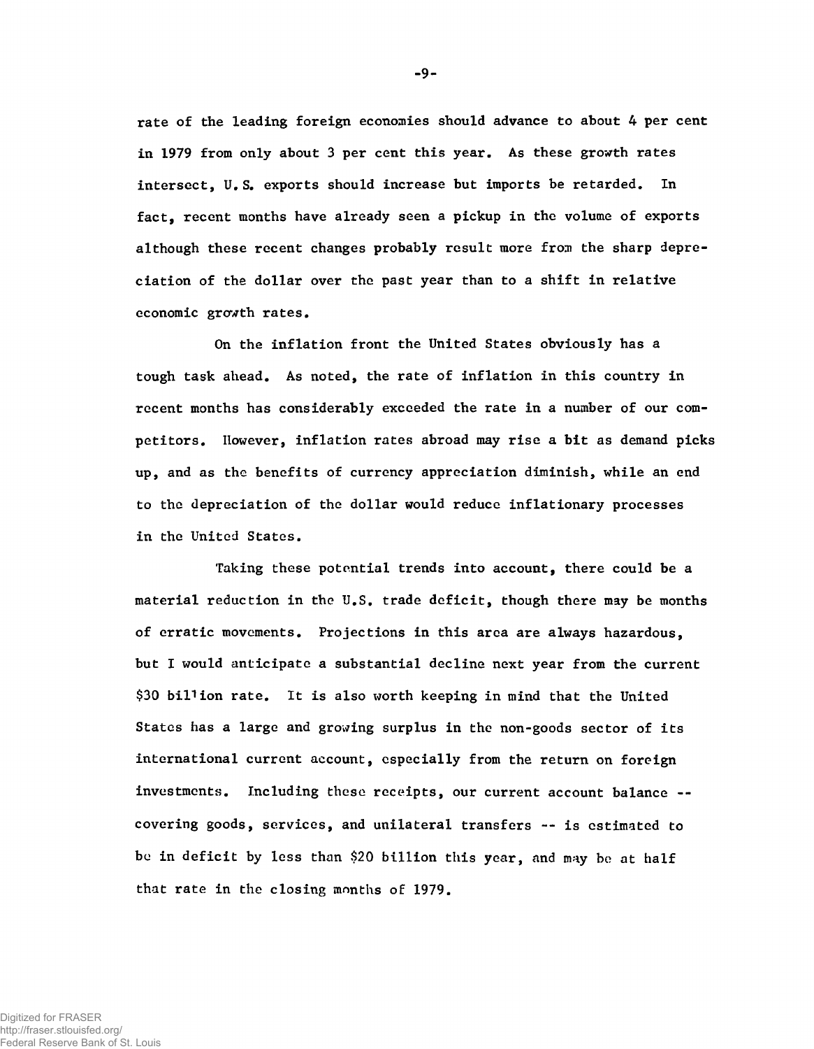rate of the leading foreign economies should advance to about 4 per cent in 1979 from only about 3 per cent this year. As these growth rates intersect, U.S. exports should increase but imports be retarded. In fact, recent months have already seen a pickup in the volume of exports although these recent changes probably result more from the sharp depreciation of the dollar over the past year than to a shift in relative economic growth rates.

On the inflation front the United States obviously has a tough task ahead. As noted, the rate of inflation in this country in recent months has considerably exceeded the rate in a number of our competitors. However, inflation rates abroad may rise a bit as demand picks up, and as the benefits of currency appreciation diminish, while an end to the depreciation of the dollar would reduce inflationary processes in the United States.

Taking these potential trends into account, there could be a material reduction in the U.S. trade deficit, though there may be months of erratic movements. Projections in this area are always hazardous, but I would anticipate a substantial decline next year from the current $30 billion rate. It is also worth keeping in mind that the United States has a large and growing surplus in the non-goods sector of its international current account, especially from the return on foreign investments. Including these receipts, our current account balance -- covering goods, services, and unilateral transfers -- is estimated to be in deficit by less than $20 billion this year, and may be at half that rate in the closing months of 1979.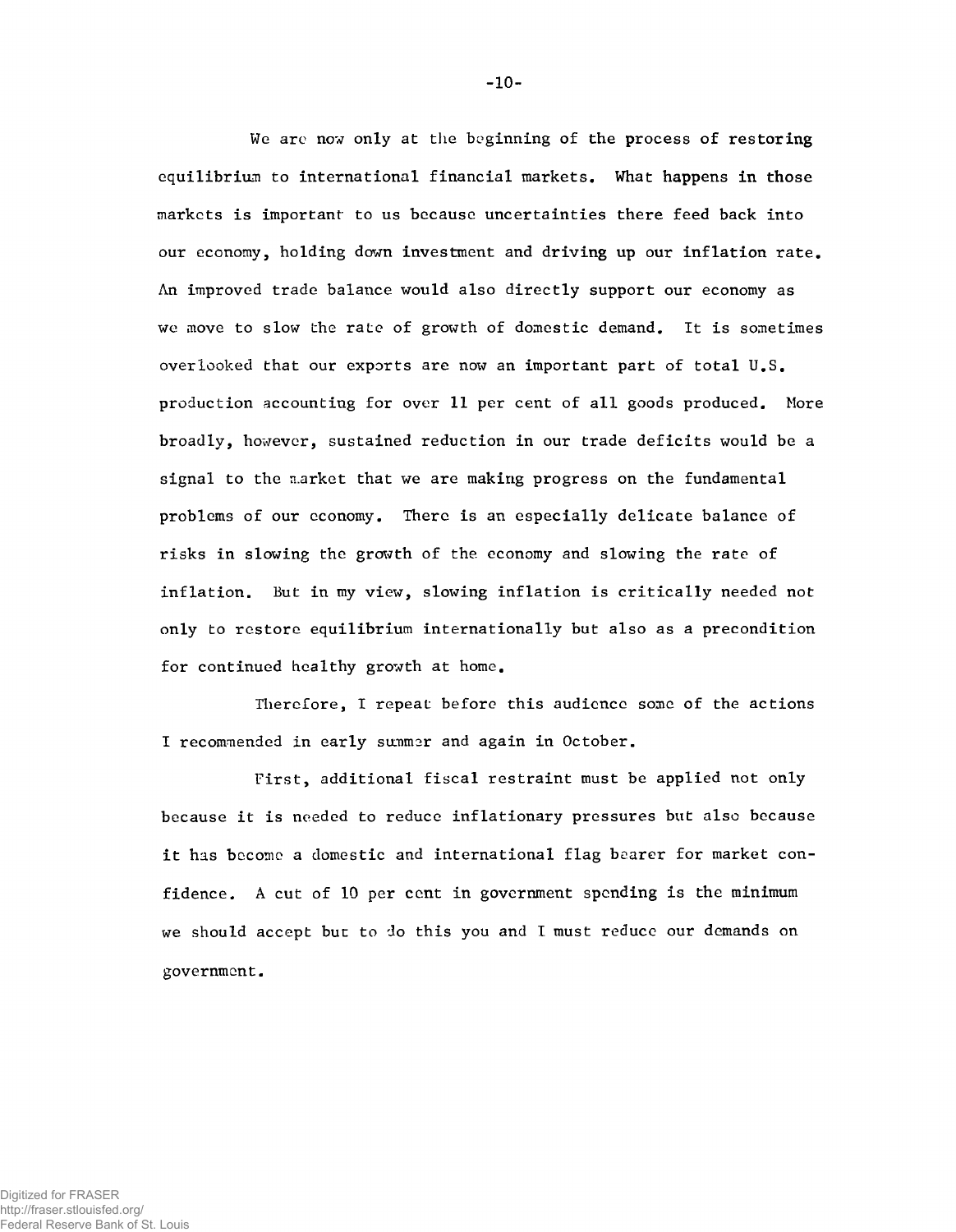We are now only at the beginning of the process of restoring equilibrium to international financial markets. What happens in those markets is important to us because uncertainties there feed back into our economy, holding down investment and driving up our inflation rate. An improved trade balance would also directly support our economy as we move to slow the rate of growth of domestic demand. It is sometimes overlooked that our exports are now an important part of total U.S. production accounting for over 11 per cent of all goods produced. More broadly, however, sustained reduction in our trade deficits would be a signal to the market that we are making progress on the fundamental problems of our economy. There is an especially delicate balance of risks in slowing the growth of the economy and slowing the rate of inflation. But in my view, slowing inflation is critically needed not only to restore equilibrium internationally but also as a precondition for continued healthy growth at home.

Therefore, I repeat before this audience some of the actions I recommended in early summer and again in October.

First, additional fiscal restraint must be applied not only because it is needed to reduce inflationary pressures but also because it has become a domestic and international flag bearer for market confidence. A cut of 10 per cent in government spending is the minimum we should accept but to do this you and I must reduce our demands on government.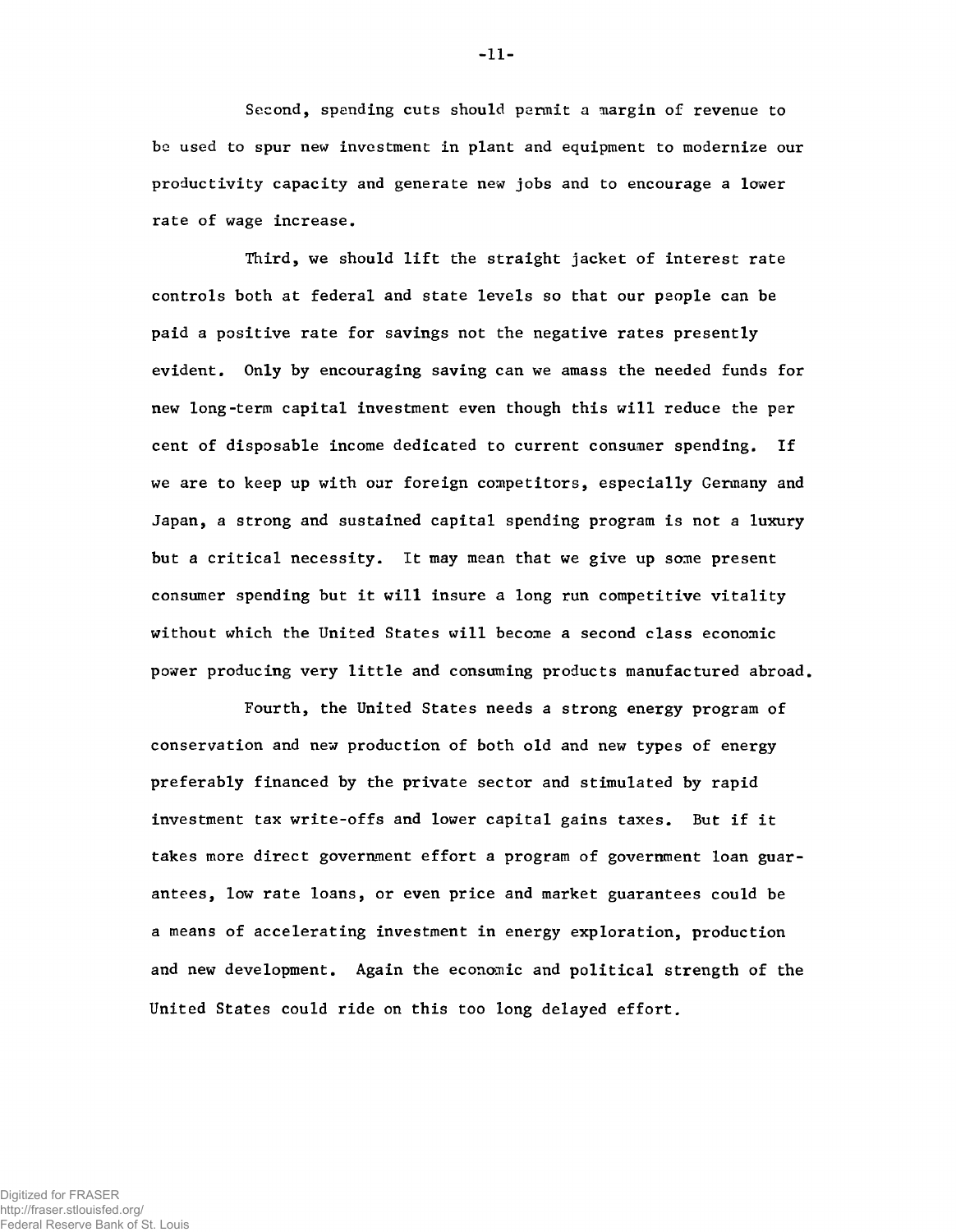Second, spending cuts should permit a margin of revenue to be used to spur new investment in plant and equipment to modernize our productivity capacity and generate new jobs and to encourage a lower rate of wage increase.

Third, we should lift the straight jacket of interest rate controls both at federal and state levels so that our people can be paid a positive rate for savings not the negative rates presently evident. Only by encouraging saving can we amass the needed funds for new long-term capital investment even though this will reduce the per cent of disposable income dedicated to current consumer spending. If we are to keep up with our foreign competitors, especially Germany and Japan, a strong and sustained capital spending program is not a luxury but a critical necessity. It may mean that we give up some present consumer spending but it will insure a long run competitive vitality without which the United States will become a second class economic power producing very little and consuming products manufactured abroad.

Fourth, the United States needs a strong energy program of conservation and new production of both old and new types of energy preferably financed by the private sector and stimulated by rapid investment tax write-offs and lower capital gains taxes. But if it takes more direct government effort a program of government loan guarantees, low rate loans, or even price and market guarantees could be a means of accelerating investment in energy exploration, production and new development. Again the economic and political strength of the United States could ride on this too long delayed effort.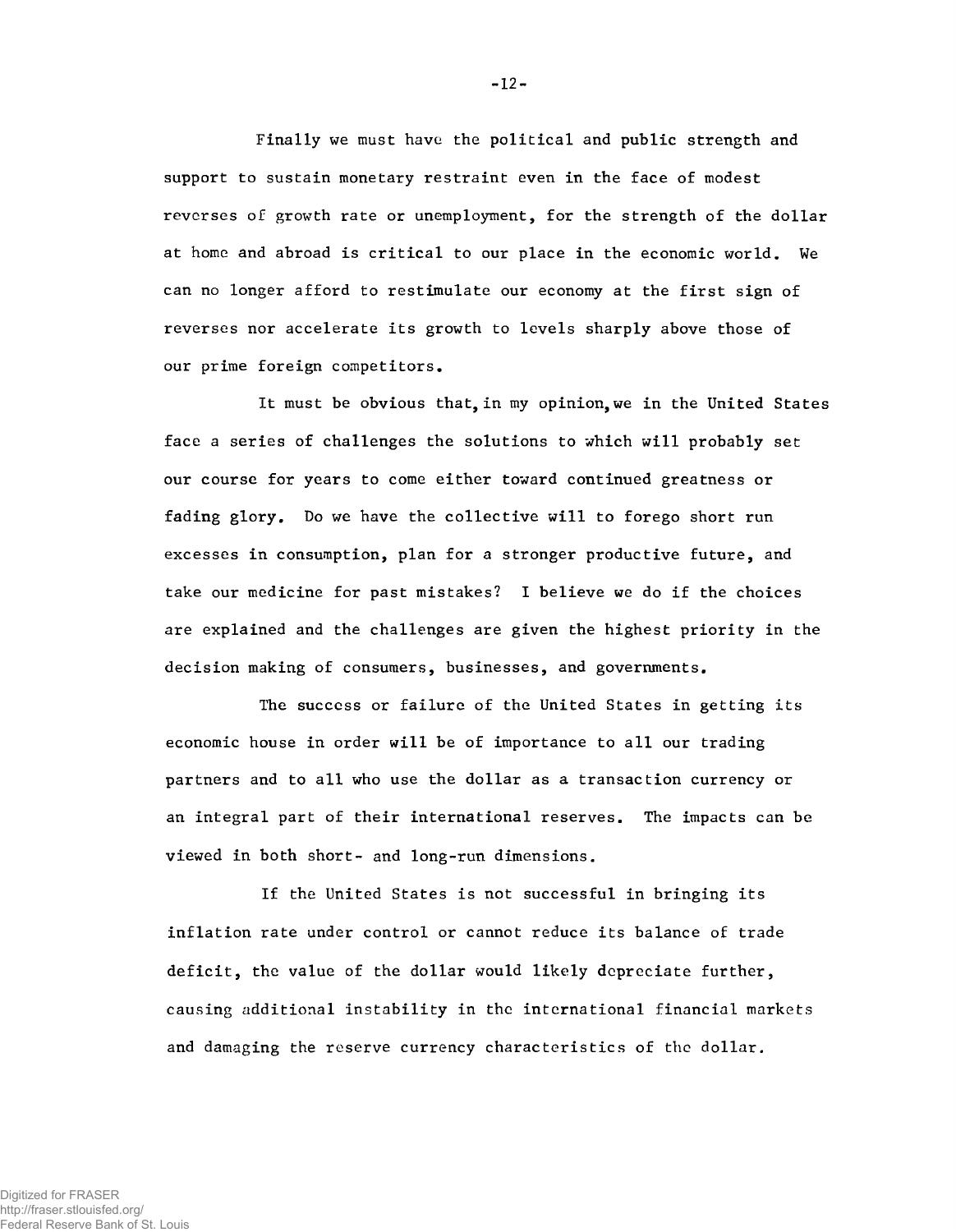Finally we must have the political and public strength and support to sustain monetary restraint even in the face of modest reverses of growth rate or unemployment, for the strength of the dollar at home and abroad is critical to our place in the economic world. We can no longer afford to restimulate our economy at the first sign of reverses nor accelerate its growth to levels sharply above those of our prime foreign competitors.

It must be obvious that, in my opinion, we in the United States face a series of challenges the solutions to which will probably set our course for years to come either toward continued greatness or fading glory. Do we have the collective will to forego short run excesses in consumption, plan for a stronger productive future, and take our medicine for past mistakes? I believe we do if the choices are explained and the challenges are given the highest priority in the decision making of consumers, businesses, and governments.

The success or failure of the United States in getting its economic house in order will be of importance to all our trading partners and to all who use the dollar as a transaction currency or an integral part of their international reserves. The impacts can be viewed in both short- and long-run dimensions.

If the United States is not successful in bringing its inflation rate under control or cannot reduce its balance of trade deficit, the value of the dollar would likely depreciate further, causing additional instability in the international financial markets and damaging the reserve currency characteristics of the dollar.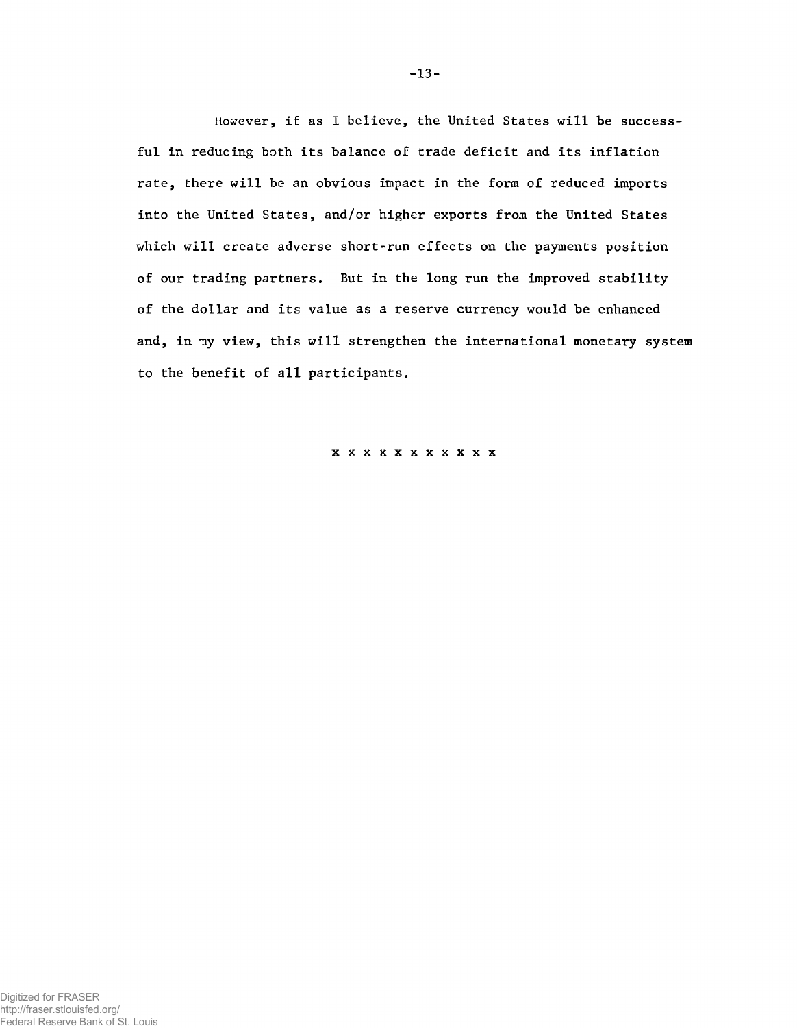However, if as I believe, the United States will be successful in reducing both its balance of trade deficit and its inflation rate, there will be an obvious impact in the form of reduced imports into the United States, and/or higher exports from the United States which will create adverse short-run effects on the payments position of our trading partners. But in the long run the improved stability of the dollar and its value as a reserve currency would be enhanced and, in my view, this will strengthen the international monetary system to the benefit of all participants.

x x x x x x x x x x x